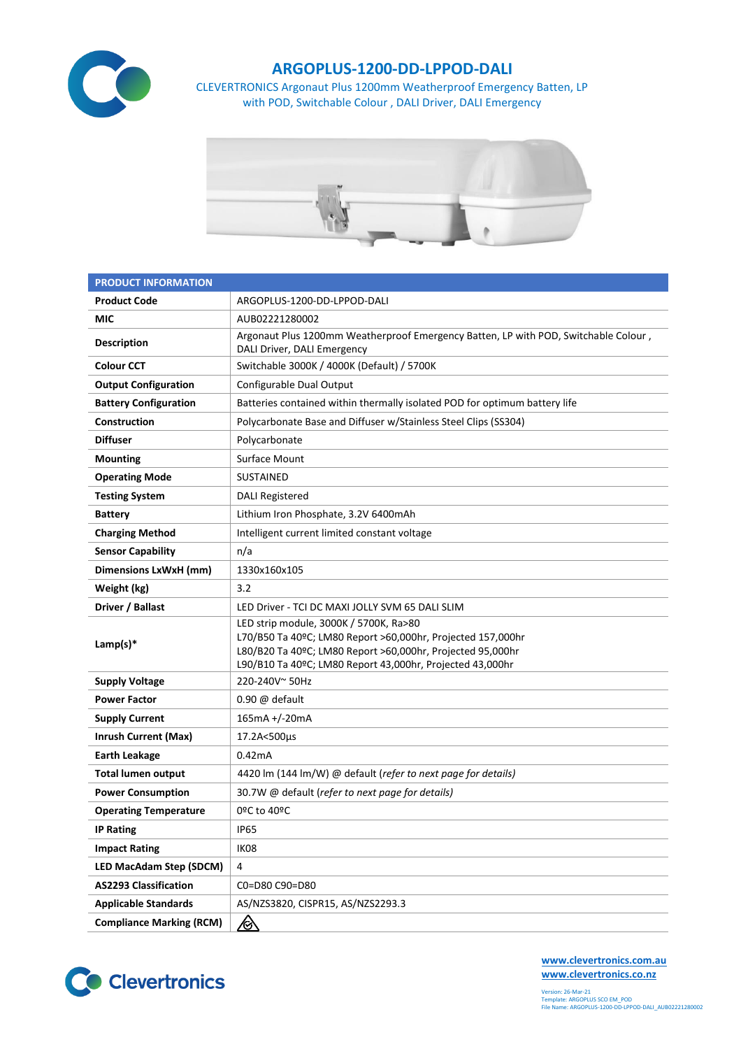# ARGOPLUS-1200-DD-LPPOD-DALI

CLEVERTRONICS Argonaut Plus 1200mm Weatherproof Emergency Batten, LP with POD, Switchable Colour , DALI Driver, DALI Emergency

| PRODUCT INFORMATION | |
|---|---|
| **Product Code** | ARGOPLUS-1200-DD-LPPOD-DALI |
| **MIC** | AUB02221280002 |
| **Description** | Argonaut Plus 1200mm Weatherproof Emergency Batten, LP with POD, Switchable Colour , DALI Driver, DALI Emergency |
| **Colour CCT** | Switchable 3000K / 4000K (Default) / 5700K |
| **Output Configuration** | Configurable Dual Output |
| **Battery Configuration** | Batteries contained within thermally isolated POD for optimum battery life |
| **Construction** | Polycarbonate Base and Diffuser w/Stainless Steel Clips (SS304) |
| **Diffuser** | Polycarbonate |
| **Mounting** | Surface Mount |
| **Operating Mode** | SUSTAINED |
| **Testing System** | DALI Registered |
| **Battery** | Lithium Iron Phosphate, 3.2V 6400mAh |
| **Charging Method** | Intelligent current limited constant voltage |
| **Sensor Capability** | n/a |
| **Dimensions LxWxH (mm)** | 1330x160x105 |
| **Weight (kg)** | 3.2 |
| **Driver / Ballast** | LED Driver - TCI DC MAXI JOLLY SVM 65 DALI SLIM |
| **Lamp(s)*** | LED strip module, 3000K / 5700K, Ra>80<br>L70/B50 Ta 40ºC; LM80 Report >60,000hr, Projected 157,000hr<br>L80/B20 Ta 40ºC; LM80 Report >60,000hr, Projected 95,000hr<br>L90/B10 Ta 40ºC; LM80 Report 43,000hr, Projected 43,000hr |
| **Supply Voltage** | 220-240V~ 50Hz |
| **Power Factor** | 0.90 @ default |
| **Supply Current** | 165mA +/-20mA |
| **Inrush Current (Max)** | 17.2A<500µs |
| **Earth Leakage** | 0.42mA |
| **Total lumen output** | 4420 lm (144 lm/W) @ default (*refer to next page for details)* |
| **Power Consumption** | 30.7W @ default (*refer to next page for details)* |
| **Operating Temperature** | 0ºC to 40ºC |
| **IP Rating** | IP65 |
| **Impact Rating** | IK08 |
| **LED MacAdam Step (SDCM)** | 4 |
| **AS2293 Classification** | C0=D80 C90=D80 |
| **Applicable Standards** | AS/NZS3820, CISPR15, AS/NZS2293.3 |
| **Compliance Marking (RCM)** | |

Clevertronics

www.clevertronics.com.au
www.clevertronics.co.nz

Version: 26-Mar-21
Template: ARGOPLUS SCO EM_POD
File Name: ARGOPLUS-1200-DD-LPPOD-DALI_AUB02221280002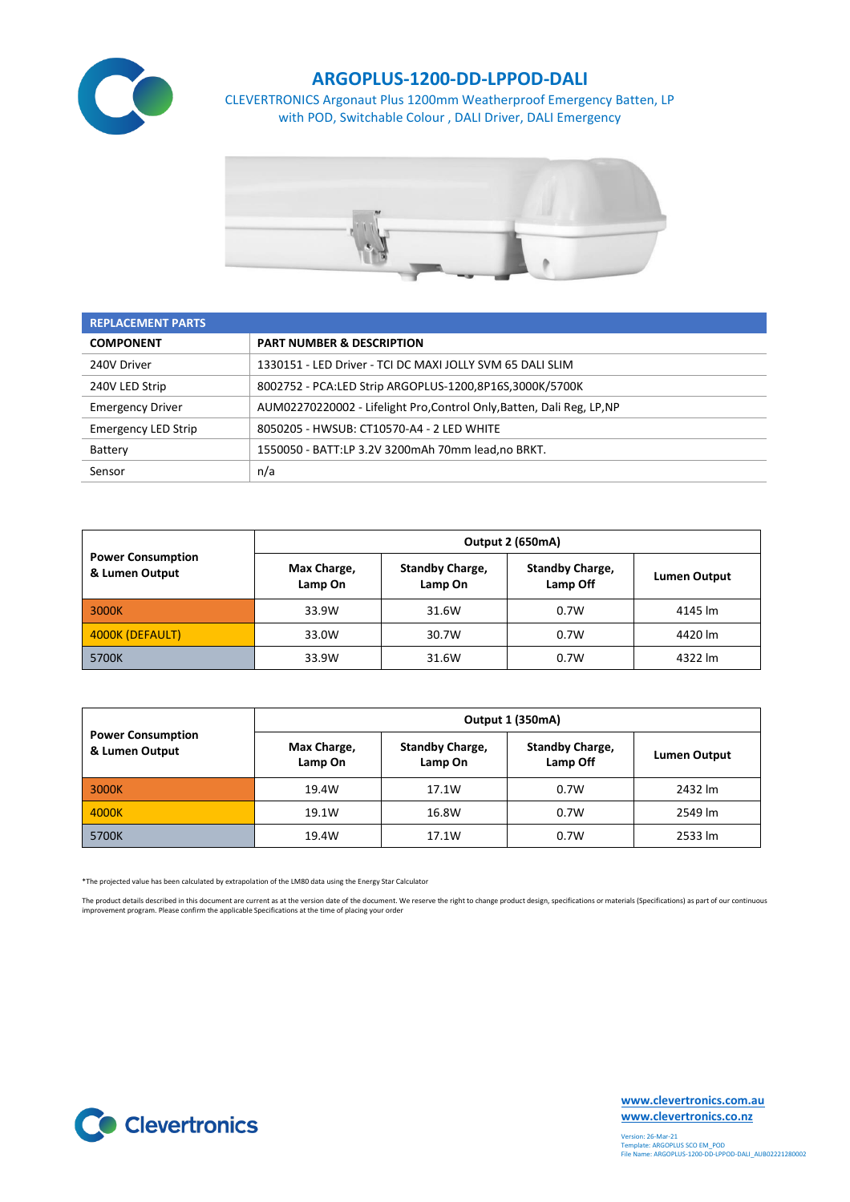# ARGOPLUS-1200-DD-LPPOD-DALI

CLEVERTRONICS Argonaut Plus 1200mm Weatherproof Emergency Batten, LP with POD, Switchable Colour , DALI Driver, DALI Emergency

| REPLACEMENT PARTS | |
|---|---|
| **COMPONENT** | **PART NUMBER & DESCRIPTION** |
| 240V Driver | 1330151 - LED Driver - TCI DC MAXI JOLLY SVM 65 DALI SLIM |
| 240V LED Strip | 8002752 - PCA:LED Strip ARGOPLUS-1200,8P16S,3000K/5700K |
| Emergency Driver | AUM02270220002 - Lifelight Pro,Control Only,Batten, Dali Reg, LP,NP |
| Emergency LED Strip | 8050205 - HWSUB: CT10570-A4 - 2 LED WHITE |
| Battery | 1550050 - BATT:LP 3.2V 3200mAh 70mm lead,no BRKT. |
| Sensor | n/a |

| Power Consumption & Lumen Output | Output 2 (650mA) | | | |
|---|---|---|---|---|
| | Max Charge, Lamp On | Standby Charge, Lamp On | Standby Charge, Lamp Off | Lumen Output |
| 3000K | 33.9W | 31.6W | 0.7W | 4145 lm |
| 4000K (DEFAULT) | 33.0W | 30.7W | 0.7W | 4420 lm |
| 5700K | 33.9W | 31.6W | 0.7W | 4322 lm |

| Power Consumption & Lumen Output | Output 1 (350mA) | | | |
|---|---|---|---|---|
| | Max Charge, Lamp On | Standby Charge, Lamp On | Standby Charge, Lamp Off | Lumen Output |
| 3000K | 19.4W | 17.1W | 0.7W | 2432 lm |
| 4000K | 19.1W | 16.8W | 0.7W | 2549 lm |
| 5700K | 19.4W | 17.1W | 0.7W | 2533 lm |

*The projected value has been calculated by extrapolation of the LM80 data using the Energy Star Calculator

The product details described in this document are current as at the version date of the document. We reserve the right to change product design, specifications or materials (Specifications) as part of our continuous improvement program. Please confirm the applicable Specifications at the time of placing your order

Clevertronics

www.clevertronics.com.au
www.clevertronics.co.nz

Version: 26-Mar-21
Template: ARGOPLUS SCO EM_POD
File Name: ARGOPLUS-1200-DD-LPPOD-DALI_AUB02221280002